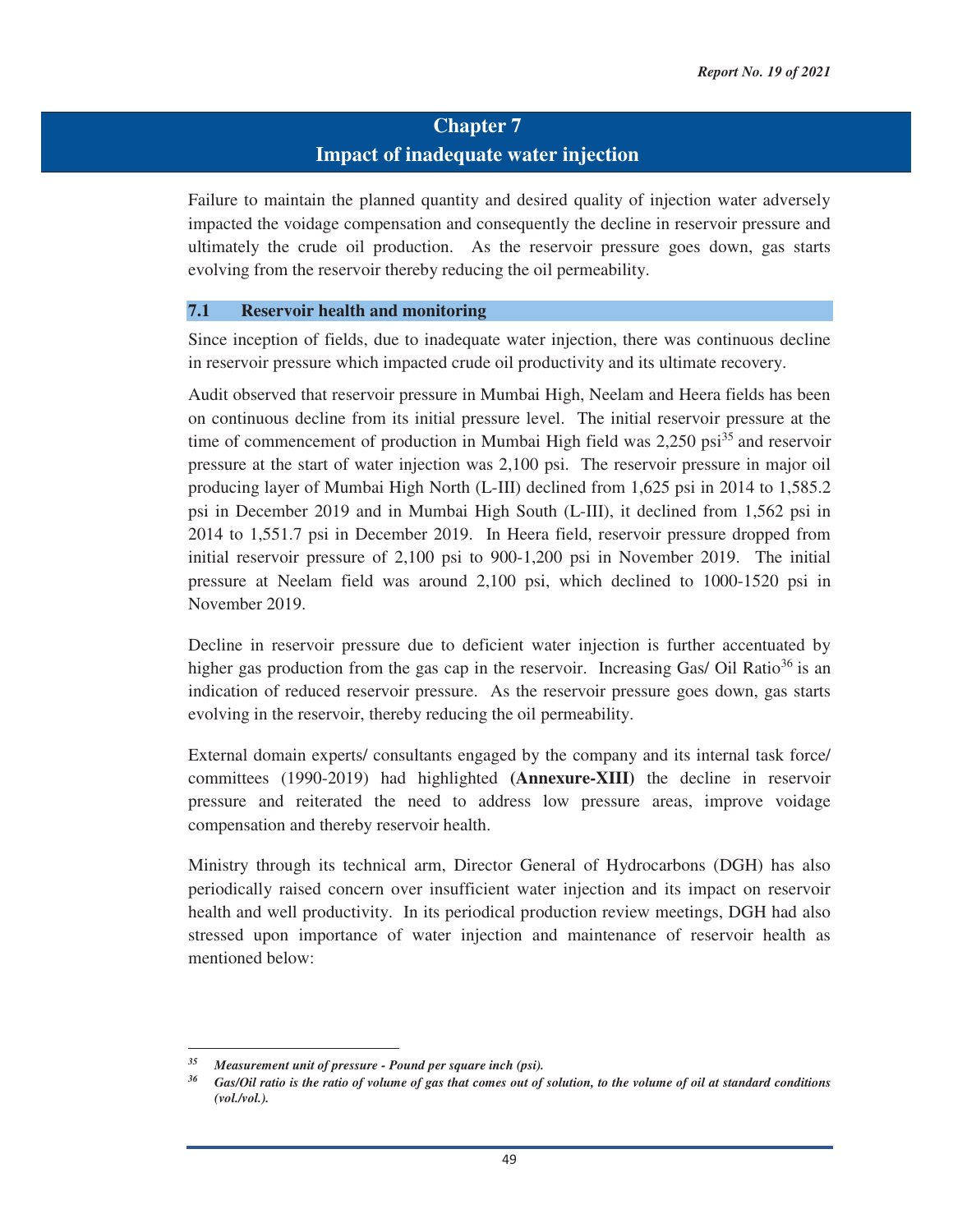# Chapter 7
# Impact of inadequate water injection

Failure to maintain the planned quantity and desired quality of injection water adversely impacted the voidage compensation and consequently the decline in reservoir pressure and ultimately the crude oil production. As the reservoir pressure goes down, gas starts evolving from the reservoir thereby reducing the oil permeability.

## 7.1 Reservoir health and monitoring

Since inception of fields, due to inadequate water injection, there was continuous decline in reservoir pressure which impacted crude oil productivity and its ultimate recovery.

Audit observed that reservoir pressure in Mumbai High, Neelam and Heera fields has been on continuous decline from its initial pressure level. The initial reservoir pressure at the time of commencement of production in Mumbai High field was 2,250 psi[35] and reservoir pressure at the start of water injection was 2,100 psi. The reservoir pressure in major oil producing layer of Mumbai High North (L-III) declined from 1,625 psi in 2014 to 1,585.2 psi in December 2019 and in Mumbai High South (L-III), it declined from 1,562 psi in 2014 to 1,551.7 psi in December 2019. In Heera field, reservoir pressure dropped from initial reservoir pressure of 2,100 psi to 900-1,200 psi in November 2019. The initial pressure at Neelam field was around 2,100 psi, which declined to 1000-1520 psi in November 2019.

Decline in reservoir pressure due to deficient water injection is further accentuated by higher gas production from the gas cap in the reservoir. Increasing Gas/ Oil Ratio[36] is an indication of reduced reservoir pressure. As the reservoir pressure goes down, gas starts evolving in the reservoir, thereby reducing the oil permeability.

External domain experts/ consultants engaged by the company and its internal task force/ committees (1990-2019) had highlighted **(Annexure-XIII)** the decline in reservoir pressure and reiterated the need to address low pressure areas, improve voidage compensation and thereby reservoir health.

Ministry through its technical arm, Director General of Hydrocarbons (DGH) has also periodically raised concern over insufficient water injection and its impact on reservoir health and well productivity. In its periodical production review meetings, DGH had also stressed upon importance of water injection and maintenance of reservoir health as mentioned below:

---

*[35] Measurement unit of pressure - Pound per square inch (psi).*

*[36] Gas/Oil ratio is the ratio of volume of gas that comes out of solution, to the volume of oil at standard conditions (vol./vol.).*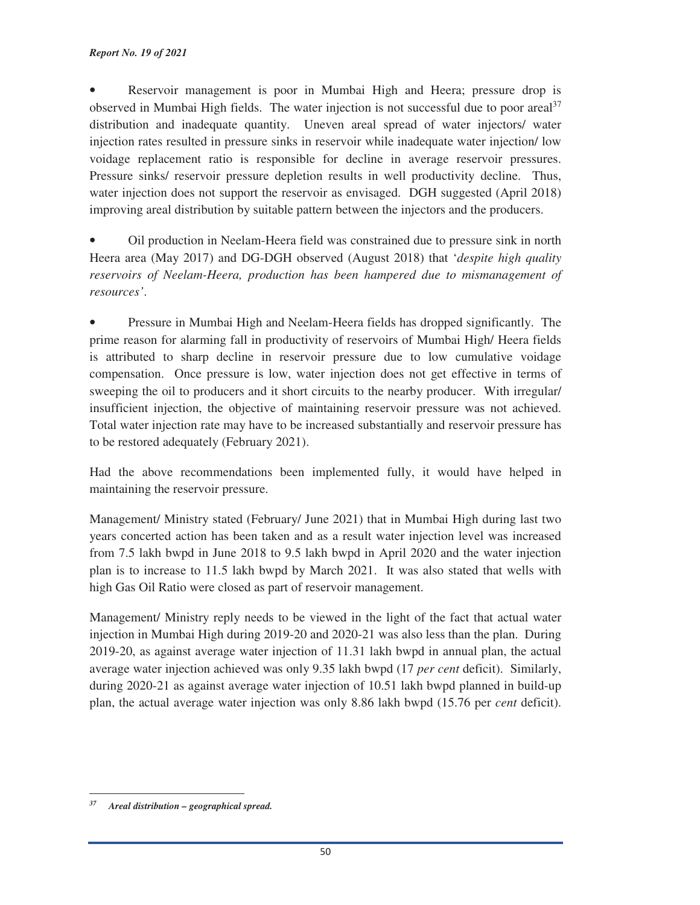- Reservoir management is poor in Mumbai High and Heera; pressure drop is observed in Mumbai High fields. The water injection is not successful due to poor areal[37] distribution and inadequate quantity. Uneven areal spread of water injectors/ water injection rates resulted in pressure sinks in reservoir while inadequate water injection/ low voidage replacement ratio is responsible for decline in average reservoir pressures. Pressure sinks/ reservoir pressure depletion results in well productivity decline. Thus, water injection does not support the reservoir as envisaged. DGH suggested (April 2018) improving areal distribution by suitable pattern between the injectors and the producers.

- Oil production in Neelam-Heera field was constrained due to pressure sink in north Heera area (May 2017) and DG-DGH observed (August 2018) that '*despite high quality reservoirs of Neelam-Heera, production has been hampered due to mismanagement of resources*'.

- Pressure in Mumbai High and Neelam-Heera fields has dropped significantly. The prime reason for alarming fall in productivity of reservoirs of Mumbai High/ Heera fields is attributed to sharp decline in reservoir pressure due to low cumulative voidage compensation. Once pressure is low, water injection does not get effective in terms of sweeping the oil to producers and it short circuits to the nearby producer. With irregular/ insufficient injection, the objective of maintaining reservoir pressure was not achieved. Total water injection rate may have to be increased substantially and reservoir pressure has to be restored adequately (February 2021).

Had the above recommendations been implemented fully, it would have helped in maintaining the reservoir pressure.

Management/ Ministry stated (February/ June 2021) that in Mumbai High during last two years concerted action has been taken and as a result water injection level was increased from 7.5 lakh bwpd in June 2018 to 9.5 lakh bwpd in April 2020 and the water injection plan is to increase to 11.5 lakh bwpd by March 2021. It was also stated that wells with high Gas Oil Ratio were closed as part of reservoir management.

Management/ Ministry reply needs to be viewed in the light of the fact that actual water injection in Mumbai High during 2019-20 and 2020-21 was also less than the plan. During 2019-20, as against average water injection of 11.31 lakh bwpd in annual plan, the actual average water injection achieved was only 9.35 lakh bwpd (17 *per cent* deficit). Similarly, during 2020-21 as against average water injection of 10.51 lakh bwpd planned in build-up plan, the actual average water injection was only 8.86 lakh bwpd (15.76 per *cent* deficit).

---

[37] ***Areal distribution – geographical spread.***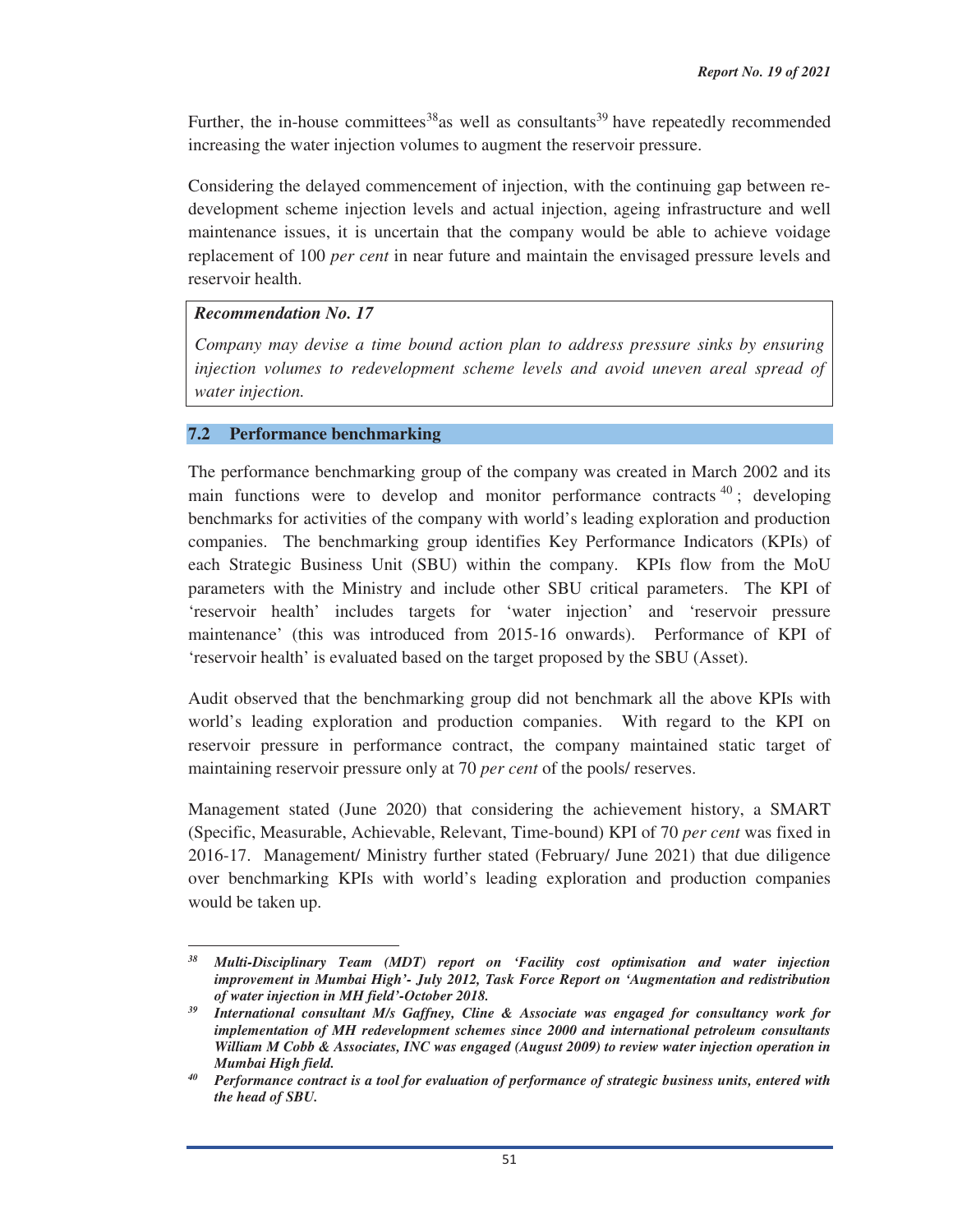Further, the in-house committees[38] as well as consultants[39] have repeatedly recommended increasing the water injection volumes to augment the reservoir pressure.

Considering the delayed commencement of injection, with the continuing gap between re-development scheme injection levels and actual injection, ageing infrastructure and well maintenance issues, it is uncertain that the company would be able to achieve voidage replacement of 100 *per cent* in near future and maintain the envisaged pressure levels and reservoir health.

> ***Recommendation No. 17***
>
> *Company may devise a time bound action plan to address pressure sinks by ensuring injection volumes to redevelopment scheme levels and avoid uneven areal spread of water injection.*

## 7.2 Performance benchmarking

The performance benchmarking group of the company was created in March 2002 and its main functions were to develop and monitor performance contracts[40]; developing benchmarks for activities of the company with world's leading exploration and production companies. The benchmarking group identifies Key Performance Indicators (KPIs) of each Strategic Business Unit (SBU) within the company. KPIs flow from the MoU parameters with the Ministry and include other SBU critical parameters. The KPI of 'reservoir health' includes targets for 'water injection' and 'reservoir pressure maintenance' (this was introduced from 2015-16 onwards). Performance of KPI of 'reservoir health' is evaluated based on the target proposed by the SBU (Asset).

Audit observed that the benchmarking group did not benchmark all the above KPIs with world's leading exploration and production companies. With regard to the KPI on reservoir pressure in performance contract, the company maintained static target of maintaining reservoir pressure only at 70 *per cent* of the pools/ reserves.

Management stated (June 2020) that considering the achievement history, a SMART (Specific, Measurable, Achievable, Relevant, Time-bound) KPI of 70 *per cent* was fixed in 2016-17. Management/ Ministry further stated (February/ June 2021) that due diligence over benchmarking KPIs with world's leading exploration and production companies would be taken up.

---

[38] ***Multi-Disciplinary Team (MDT) report on 'Facility cost optimisation and water injection improvement in Mumbai High'- July 2012, Task Force Report on 'Augmentation and redistribution of water injection in MH field'-October 2018.***

[39] ***International consultant M/s Gaffney, Cline & Associate was engaged for consultancy work for implementation of MH redevelopment schemes since 2000 and international petroleum consultants William M Cobb & Associates, INC was engaged (August 2009) to review water injection operation in Mumbai High field.***

[40] ***Performance contract is a tool for evaluation of performance of strategic business units, entered with the head of SBU.***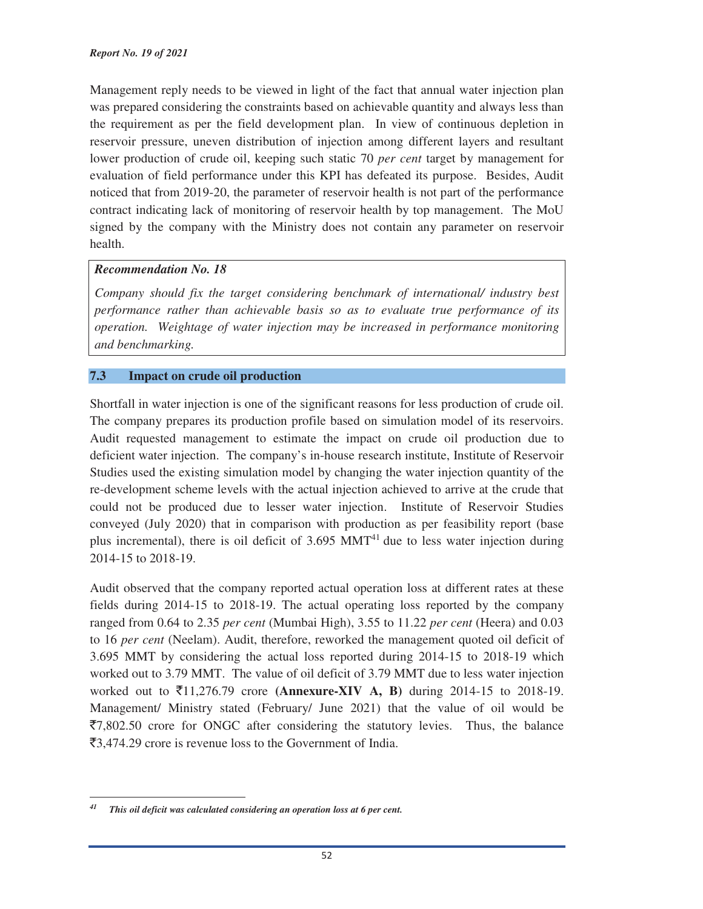Management reply needs to be viewed in light of the fact that annual water injection plan was prepared considering the constraints based on achievable quantity and always less than the requirement as per the field development plan. In view of continuous depletion in reservoir pressure, uneven distribution of injection among different layers and resultant lower production of crude oil, keeping such static 70 *per cent* target by management for evaluation of field performance under this KPI has defeated its purpose. Besides, Audit noticed that from 2019-20, the parameter of reservoir health is not part of the performance contract indicating lack of monitoring of reservoir health by top management. The MoU signed by the company with the Ministry does not contain any parameter on reservoir health.

> ***Recommendation No. 18***
>
> *Company should fix the target considering benchmark of international/ industry best performance rather than achievable basis so as to evaluate true performance of its operation. Weightage of water injection may be increased in performance monitoring and benchmarking.*

## 7.3 Impact on crude oil production

Shortfall in water injection is one of the significant reasons for less production of crude oil. The company prepares its production profile based on simulation model of its reservoirs. Audit requested management to estimate the impact on crude oil production due to deficient water injection. The company's in-house research institute, Institute of Reservoir Studies used the existing simulation model by changing the water injection quantity of the re-development scheme levels with the actual injection achieved to arrive at the crude that could not be produced due to lesser water injection. Institute of Reservoir Studies conveyed (July 2020) that in comparison with production as per feasibility report (base plus incremental), there is oil deficit of 3.695 MMT[41] due to less water injection during 2014-15 to 2018-19.

Audit observed that the company reported actual operation loss at different rates at these fields during 2014-15 to 2018-19. The actual operating loss reported by the company ranged from 0.64 to 2.35 *per cent* (Mumbai High), 3.55 to 11.22 *per cent* (Heera) and 0.03 to 16 *per cent* (Neelam). Audit, therefore, reworked the management quoted oil deficit of 3.695 MMT by considering the actual loss reported during 2014-15 to 2018-19 which worked out to 3.79 MMT. The value of oil deficit of 3.79 MMT due to less water injection worked out to ₹11,276.79 crore **(Annexure-XIV A, B)** during 2014-15 to 2018-19. Management/ Ministry stated (February/ June 2021) that the value of oil would be ₹7,802.50 crore for ONGC after considering the statutory levies. Thus, the balance ₹3,474.29 crore is revenue loss to the Government of India.

---

[41] ***This oil deficit was calculated considering an operation loss at 6 per cent.***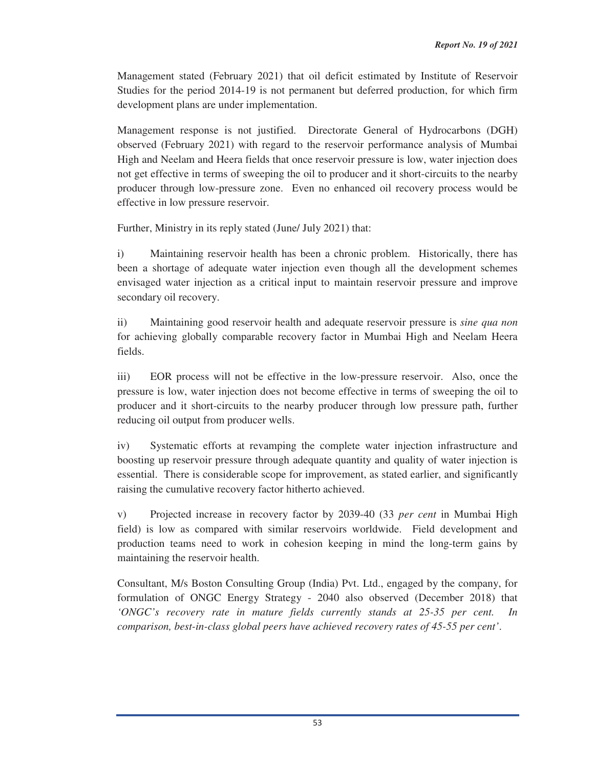Management stated (February 2021) that oil deficit estimated by Institute of Reservoir Studies for the period 2014-19 is not permanent but deferred production, for which firm development plans are under implementation.

Management response is not justified. Directorate General of Hydrocarbons (DGH) observed (February 2021) with regard to the reservoir performance analysis of Mumbai High and Neelam and Heera fields that once reservoir pressure is low, water injection does not get effective in terms of sweeping the oil to producer and it short-circuits to the nearby producer through low-pressure zone. Even no enhanced oil recovery process would be effective in low pressure reservoir.

Further, Ministry in its reply stated (June/ July 2021) that:

i) Maintaining reservoir health has been a chronic problem. Historically, there has been a shortage of adequate water injection even though all the development schemes envisaged water injection as a critical input to maintain reservoir pressure and improve secondary oil recovery.

ii) Maintaining good reservoir health and adequate reservoir pressure is *sine qua non* for achieving globally comparable recovery factor in Mumbai High and Neelam Heera fields.

iii) EOR process will not be effective in the low-pressure reservoir. Also, once the pressure is low, water injection does not become effective in terms of sweeping the oil to producer and it short-circuits to the nearby producer through low pressure path, further reducing oil output from producer wells.

iv) Systematic efforts at revamping the complete water injection infrastructure and boosting up reservoir pressure through adequate quantity and quality of water injection is essential. There is considerable scope for improvement, as stated earlier, and significantly raising the cumulative recovery factor hitherto achieved.

v) Projected increase in recovery factor by 2039-40 (33 *per cent* in Mumbai High field) is low as compared with similar reservoirs worldwide. Field development and production teams need to work in cohesion keeping in mind the long-term gains by maintaining the reservoir health.

Consultant, M/s Boston Consulting Group (India) Pvt. Ltd., engaged by the company, for formulation of ONGC Energy Strategy - 2040 also observed (December 2018) that *'ONGC's recovery rate in mature fields currently stands at 25-35 per cent. In comparison, best-in-class global peers have achieved recovery rates of 45-55 per cent'*.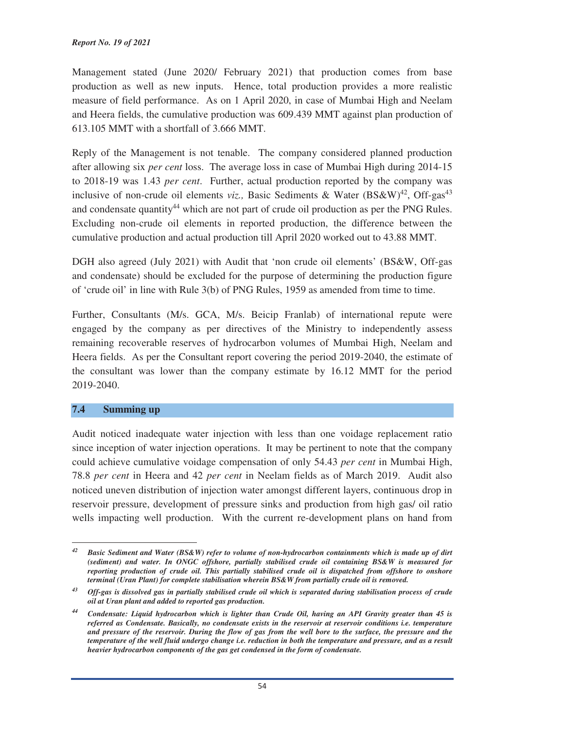Management stated (June 2020/ February 2021) that production comes from base production as well as new inputs. Hence, total production provides a more realistic measure of field performance. As on 1 April 2020, in case of Mumbai High and Neelam and Heera fields, the cumulative production was 609.439 MMT against plan production of 613.105 MMT with a shortfall of 3.666 MMT.

Reply of the Management is not tenable. The company considered planned production after allowing six *per cent* loss. The average loss in case of Mumbai High during 2014-15 to 2018-19 was 1.43 *per cent*. Further, actual production reported by the company was inclusive of non-crude oil elements *viz.,* Basic Sediments & Water (BS&W)[42], Off-gas[43] and condensate quantity[44] which are not part of crude oil production as per the PNG Rules. Excluding non-crude oil elements in reported production, the difference between the cumulative production and actual production till April 2020 worked out to 43.88 MMT.

DGH also agreed (July 2021) with Audit that 'non crude oil elements' (BS&W, Off-gas and condensate) should be excluded for the purpose of determining the production figure of 'crude oil' in line with Rule 3(b) of PNG Rules, 1959 as amended from time to time.

Further, Consultants (M/s. GCA, M/s. Beicip Franlab) of international repute were engaged by the company as per directives of the Ministry to independently assess remaining recoverable reserves of hydrocarbon volumes of Mumbai High, Neelam and Heera fields. As per the Consultant report covering the period 2019-2040, the estimate of the consultant was lower than the company estimate by 16.12 MMT for the period 2019-2040.

## 7.4 Summing up

Audit noticed inadequate water injection with less than one voidage replacement ratio since inception of water injection operations. It may be pertinent to note that the company could achieve cumulative voidage compensation of only 54.43 *per cent* in Mumbai High, 78.8 *per cent* in Heera and 42 *per cent* in Neelam fields as of March 2019. Audit also noticed uneven distribution of injection water amongst different layers, continuous drop in reservoir pressure, development of pressure sinks and production from high gas/ oil ratio wells impacting well production. With the current re-development plans on hand from

---

[42] ***Basic Sediment and Water (BS&W) refer to volume of non-hydrocarbon containments which is made up of dirt (sediment) and water. In ONGC offshore, partially stabilised crude oil containing BS&W is measured for reporting production of crude oil. This partially stabilised crude oil is dispatched from offshore to onshore terminal (Uran Plant) for complete stabilisation wherein BS&W from partially crude oil is removed.***

[43] ***Off-gas is dissolved gas in partially stabilised crude oil which is separated during stabilisation process of crude oil at Uran plant and added to reported gas production.***

[44] ***Condensate: Liquid hydrocarbon which is lighter than Crude Oil, having an API Gravity greater than 45 is referred as Condensate. Basically, no condensate exists in the reservoir at reservoir conditions i.e. temperature and pressure of the reservoir. During the flow of gas from the well bore to the surface, the pressure and the temperature of the well fluid undergo change i.e. reduction in both the temperature and pressure, and as a result heavier hydrocarbon components of the gas get condensed in the form of condensate.***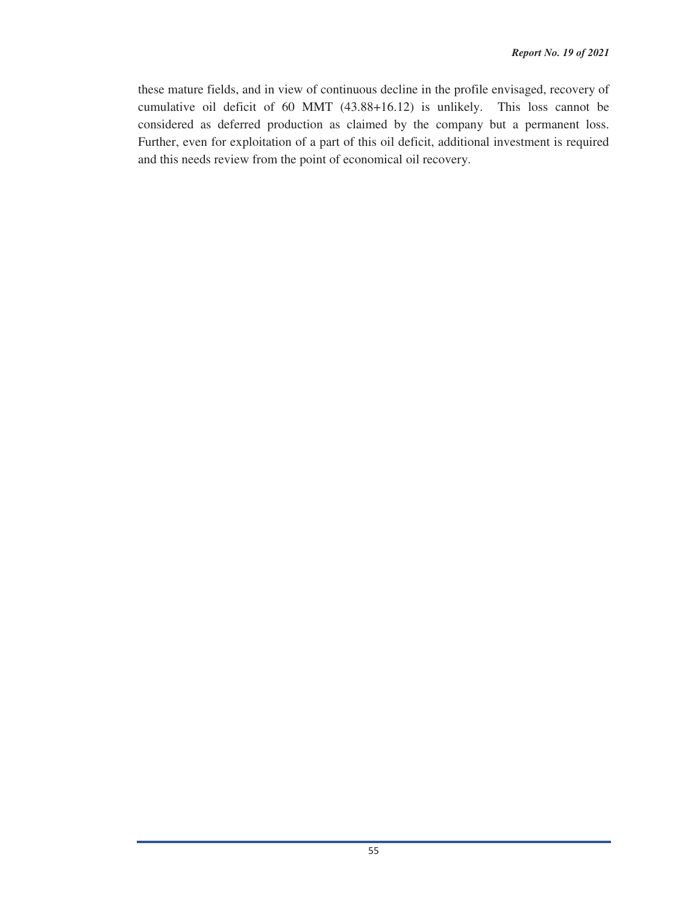these mature fields, and in view of continuous decline in the profile envisaged, recovery of cumulative oil deficit of 60 MMT (43.88+16.12) is unlikely. This loss cannot be considered as deferred production as claimed by the company but a permanent loss. Further, even for exploitation of a part of this oil deficit, additional investment is required and this needs review from the point of economical oil recovery.